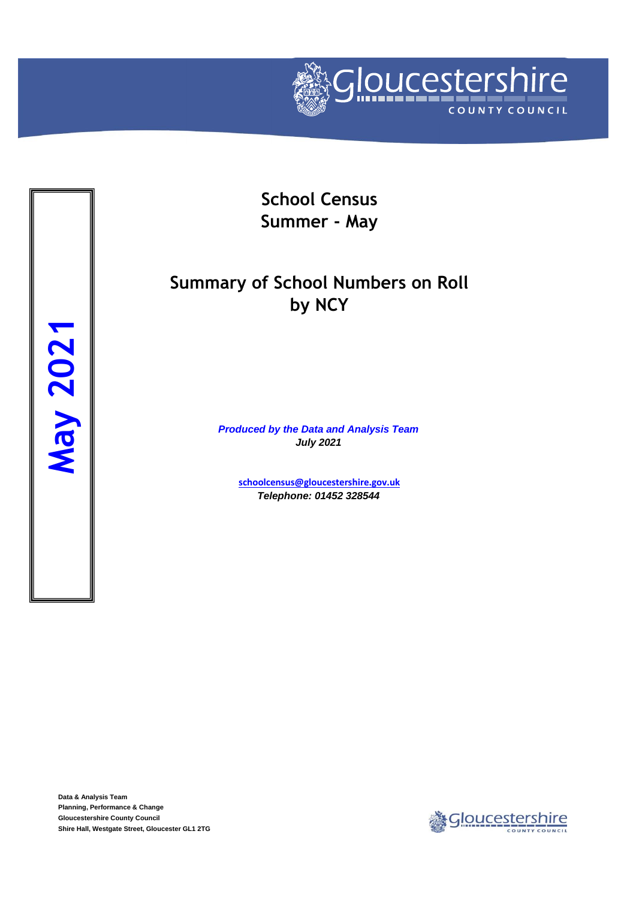Gloucestershire
COUNTY COUNCIL

**May 2021**

# School Census
# Summer - May

## Summary of School Numbers on Roll by NCY

***Produced by the Data and Analysis Team***
***July 2021***

**schoolcensus@gloucestershire.gov.uk**
***Telephone: 01452 328544***

**Data & Analysis Team**
**Planning, Performance & Change**
**Gloucestershire County Council**
**Shire Hall, Westgate Street, Gloucester GL1 2TG**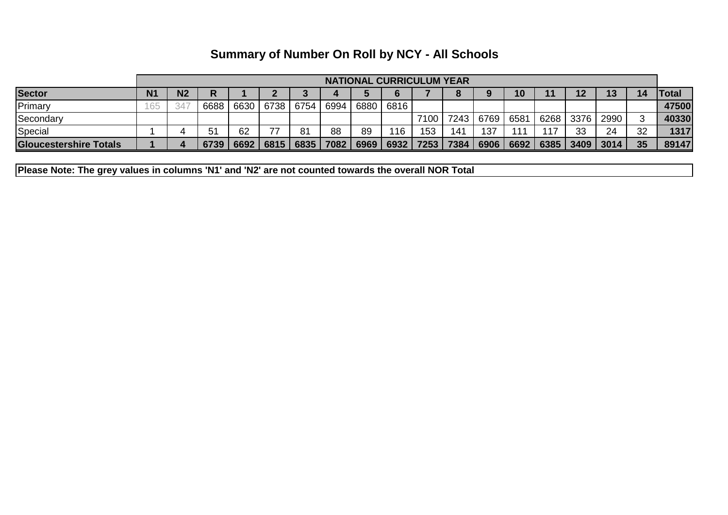# Summary of Number On Roll by NCY - All Schools

| | NATIONAL CURRICULUM YEAR | | | | | | | | | | | | | | | | | |
|---|---|---|---|---|---|---|---|---|---|---|---|---|---|---|---|---|---|---|
| **Sector** | **N1** | **N2** | **R** | **1** | **2** | **3** | **4** | **5** | **6** | **7** | **8** | **9** | **10** | **11** | **12** | **13** | **14** | **Total** |
| Primary | 165 | 347 | 6688 | 6630 | 6738 | 6754 | 6994 | 6880 | 6816 | | | | | | | | | **47500** |
| Secondary | | | | | | | | | | 7100 | 7243 | 6769 | 6581 | 6268 | 3376 | 2990 | 3 | **40330** |
| Special | 1 | 4 | 51 | 62 | 77 | 81 | 88 | 89 | 116 | 153 | 141 | 137 | 111 | 117 | 33 | 24 | 32 | **1317** |
| **Gloucestershire Totals** | **1** | **4** | **6739** | **6692** | **6815** | **6835** | **7082** | **6969** | **6932** | **7253** | **7384** | **6906** | **6692** | **6385** | **3409** | **3014** | **35** | **89147** |

**Please Note: The grey values in columns 'N1' and 'N2' are not counted towards the overall NOR Total**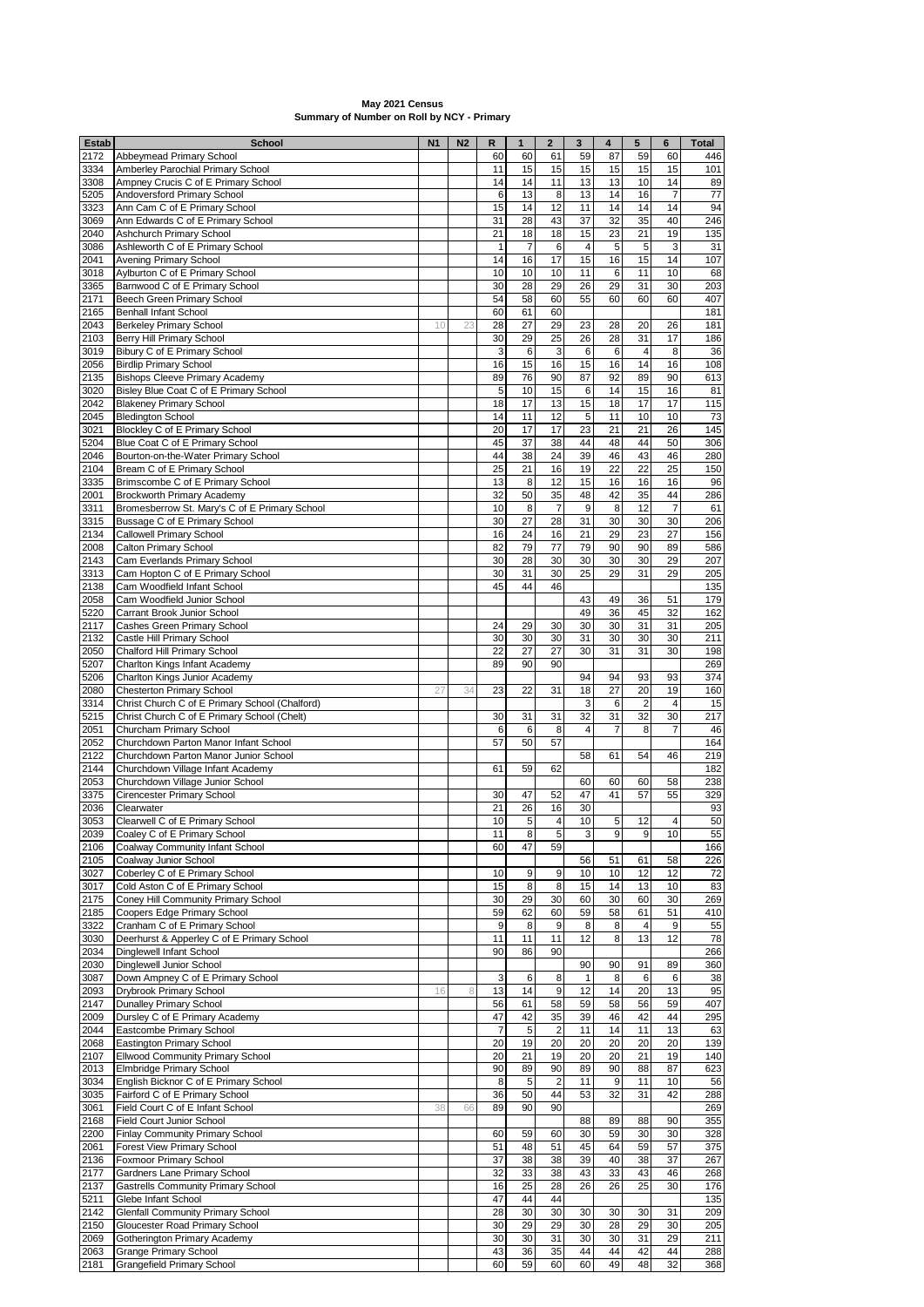**May 2021 Census**
**Summary of Number on Roll by NCY - Primary**

| Estab | School | N1 | N2 | R | 1 | 2 | 3 | 4 | 5 | 6 | Total |
|---|---|---|---|---|---|---|---|---|---|---|---|
| 2172 | Abbeymead Primary School | | | 60 | 60 | 61 | 59 | 87 | 59 | 60 | 446 |
| 3334 | Amberley Parochial Primary School | | | 11 | 15 | 15 | 15 | 15 | 15 | 15 | 101 |
| 3308 | Ampney Crucis C of E Primary School | | | 14 | 14 | 11 | 13 | 13 | 10 | 14 | 89 |
| 5205 | Andoversford Primary School | | | 6 | 13 | 8 | 13 | 14 | 16 | 7 | 77 |
| 3323 | Ann Cam C of E Primary School | | | 15 | 14 | 12 | 11 | 14 | 14 | 14 | 94 |
| 3069 | Ann Edwards C of E Primary School | | | 31 | 28 | 43 | 37 | 32 | 35 | 40 | 246 |
| 2040 | Ashchurch Primary School | | | 21 | 18 | 18 | 15 | 23 | 21 | 19 | 135 |
| 3086 | Ashleworth C of E Primary School | | | 1 | 7 | 6 | 4 | 5 | 5 | 3 | 31 |
| 2041 | Avening Primary School | | | 14 | 16 | 17 | 15 | 16 | 15 | 14 | 107 |
| 3018 | Aylburton C of E Primary School | | | 10 | 10 | 10 | 11 | 6 | 11 | 10 | 68 |
| 3365 | Barnwood C of E Primary School | | | 30 | 28 | 29 | 26 | 29 | 31 | 30 | 203 |
| 2171 | Beech Green Primary School | | | 54 | 58 | 60 | 55 | 60 | 60 | 60 | 407 |
| 2165 | Benhall Infant School | | | 60 | 61 | 60 | | | | | 181 |
| 2043 | Berkeley Primary School | 10 | 23 | 28 | 27 | 29 | 23 | 28 | 20 | 26 | 181 |
| 2103 | Berry Hill Primary School | | | 30 | 29 | 25 | 26 | 28 | 31 | 17 | 186 |
| 3019 | Bibury C of E Primary School | | | 3 | 6 | 3 | 6 | 6 | 4 | 8 | 36 |
| 2056 | Birdlip Primary School | | | 16 | 15 | 16 | 15 | 16 | 14 | 16 | 108 |
| 2135 | Bishops Cleeve Primary Academy | | | 89 | 76 | 90 | 87 | 92 | 89 | 90 | 613 |
| 3020 | Bisley Blue Coat C of E Primary School | | | 5 | 10 | 15 | 6 | 14 | 15 | 16 | 81 |
| 2042 | Blakeney Primary School | | | 18 | 17 | 13 | 15 | 18 | 17 | 17 | 115 |
| 2045 | Bledington School | | | 14 | 11 | 12 | 5 | 11 | 10 | 10 | 73 |
| 3021 | Blockley C of E Primary School | | | 20 | 17 | 17 | 23 | 21 | 21 | 26 | 145 |
| 5204 | Blue Coat C of E Primary School | | | 45 | 37 | 38 | 44 | 48 | 44 | 50 | 306 |
| 2046 | Bourton-on-the-Water Primary School | | | 44 | 38 | 24 | 39 | 46 | 43 | 46 | 280 |
| 2104 | Bream C of E Primary School | | | 25 | 21 | 16 | 19 | 22 | 22 | 25 | 150 |
| 3335 | Brimscombe C of E Primary School | | | 13 | 8 | 12 | 15 | 16 | 16 | 16 | 96 |
| 2001 | Brockworth Primary Academy | | | 32 | 50 | 35 | 48 | 42 | 35 | 44 | 286 |
| 3311 | Bromesberrow St. Mary's C of E Primary School | | | 10 | 8 | 7 | 9 | 8 | 12 | 7 | 61 |
| 3315 | Bussage C of E Primary School | | | 30 | 27 | 28 | 31 | 30 | 30 | 30 | 206 |
| 2134 | Callowell Primary School | | | 16 | 24 | 16 | 21 | 29 | 23 | 27 | 156 |
| 2008 | Calton Primary School | | | 82 | 79 | 77 | 79 | 90 | 90 | 89 | 586 |
| 2143 | Cam Everlands Primary School | | | 30 | 28 | 30 | 30 | 30 | 30 | 29 | 207 |
| 3313 | Cam Hopton C of E Primary School | | | 30 | 31 | 30 | 25 | 29 | 31 | 29 | 205 |
| 2138 | Cam Woodfield Infant School | | | 45 | 44 | 46 | | | | | 135 |
| 2058 | Cam Woodfield Junior School | | | | | | 43 | 49 | 36 | 51 | 179 |
| 5220 | Carrant Brook Junior School | | | | | | 49 | 36 | 45 | 32 | 162 |
| 2117 | Cashes Green Primary School | | | 24 | 29 | 30 | 30 | 30 | 31 | 31 | 205 |
| 2132 | Castle Hill Primary School | | | 30 | 30 | 30 | 31 | 30 | 30 | 30 | 211 |
| 2050 | Chalford Hill Primary School | | | 22 | 27 | 27 | 30 | 31 | 31 | 30 | 198 |
| 5207 | Charlton Kings Infant Academy | | | 89 | 90 | 90 | | | | | 269 |
| 5206 | Charlton Kings Junior Academy | | | | | | 94 | 94 | 93 | 93 | 374 |
| 2080 | Chesterton Primary School | 27 | 34 | 23 | 22 | 31 | 18 | 27 | 20 | 19 | 160 |
| 3314 | Christ Church C of E Primary School (Chalford) | | | | | | 3 | 6 | 2 | 4 | 15 |
| 5215 | Christ Church C of E Primary School (Chelt) | | | 30 | 31 | 31 | 32 | 31 | 32 | 30 | 217 |
| 2051 | Churcham Primary School | | | 6 | 6 | 8 | 4 | 7 | 8 | 7 | 46 |
| 2052 | Churchdown Parton Manor Infant School | | | 57 | 50 | 57 | | | | | 164 |
| 2122 | Churchdown Parton Manor Junior School | | | | | | 58 | 61 | 54 | 46 | 219 |
| 2144 | Churchdown Village Infant Academy | | | 61 | 59 | 62 | | | | | 182 |
| 2053 | Churchdown Village Junior School | | | | | | 60 | 60 | 60 | 58 | 238 |
| 3375 | Cirencester Primary School | | | 30 | 47 | 52 | 47 | 41 | 57 | 55 | 329 |
| 2036 | Clearwater | | | 21 | 26 | 16 | 30 | | | | 93 |
| 3053 | Clearwell C of E Primary School | | | 10 | 5 | 4 | 10 | 5 | 12 | 4 | 50 |
| 2039 | Coaley C of E Primary School | | | 11 | 8 | 5 | 3 | 9 | 9 | 10 | 55 |
| 2106 | Coalway Community Infant School | | | 60 | 47 | 59 | | | | | 166 |
| 2105 | Coalway Junior School | | | | | | 56 | 51 | 61 | 58 | 226 |
| 3027 | Coberley C of E Primary School | | | 10 | 9 | 9 | 10 | 10 | 12 | 12 | 72 |
| 3017 | Cold Aston C of E Primary School | | | 15 | 8 | 8 | 15 | 14 | 13 | 10 | 83 |
| 2175 | Coney Hill Community Primary School | | | 30 | 29 | 30 | 60 | 30 | 60 | 30 | 269 |
| 2185 | Coopers Edge Primary School | | | 59 | 62 | 60 | 59 | 58 | 61 | 51 | 410 |
| 3322 | Cranham C of E Primary School | | | 9 | 8 | 9 | 8 | 8 | 4 | 9 | 55 |
| 3030 | Deerhurst & Apperley C of E Primary School | | | 11 | 11 | 11 | 12 | 8 | 13 | 12 | 78 |
| 2034 | Dinglewell Infant School | | | 90 | 86 | 90 | | | | | 266 |
| 2030 | Dinglewell Junior School | | | | | | 90 | 90 | 91 | 89 | 360 |
| 3087 | Down Ampney C of E Primary School | | | 3 | 6 | 8 | 1 | 8 | 6 | 6 | 38 |
| 2093 | Drybrook Primary School | 16 | 8 | 13 | 14 | 9 | 12 | 14 | 20 | 13 | 95 |
| 2147 | Dunalley Primary School | | | 56 | 61 | 58 | 59 | 58 | 56 | 59 | 407 |
| 2009 | Dursley C of E Primary Academy | | | 47 | 42 | 35 | 39 | 46 | 42 | 44 | 295 |
| 2044 | Eastcombe Primary School | | | 7 | 5 | 2 | 11 | 14 | 11 | 13 | 63 |
| 2068 | Eastington Primary School | | | 20 | 19 | 20 | 20 | 20 | 20 | 20 | 139 |
| 2107 | Ellwood Community Primary School | | | 20 | 21 | 19 | 20 | 20 | 21 | 19 | 140 |
| 2013 | Elmbridge Primary School | | | 90 | 89 | 90 | 89 | 90 | 88 | 87 | 623 |
| 3034 | English Bicknor C of E Primary School | | | 8 | 5 | 2 | 11 | 9 | 11 | 10 | 56 |
| 3035 | Fairford C of E Primary School | | | 36 | 50 | 44 | 53 | 32 | 31 | 42 | 288 |
| 3061 | Field Court C of E Infant School | 38 | 66 | 89 | 90 | 90 | | | | | 269 |
| 2168 | Field Court Junior School | | | | | | 88 | 89 | 88 | 90 | 355 |
| 2200 | Finlay Community Primary School | | | 60 | 59 | 60 | 30 | 59 | 30 | 30 | 328 |
| 2061 | Forest View Primary School | | | 51 | 48 | 51 | 45 | 64 | 59 | 57 | 375 |
| 2136 | Foxmoor Primary School | | | 37 | 38 | 38 | 39 | 40 | 38 | 37 | 267 |
| 2177 | Gardners Lane Primary School | | | 32 | 33 | 38 | 43 | 33 | 43 | 46 | 268 |
| 2137 | Gastrells Community Primary School | | | 16 | 25 | 28 | 26 | 26 | 25 | 30 | 176 |
| 5211 | Glebe Infant School | | | 47 | 44 | 44 | | | | | 135 |
| 2142 | Glenfall Community Primary School | | | 28 | 30 | 30 | 30 | 30 | 30 | 31 | 209 |
| 2150 | Gloucester Road Primary School | | | 30 | 29 | 29 | 30 | 28 | 29 | 30 | 205 |
| 2069 | Gotherington Primary Academy | | | 30 | 30 | 31 | 30 | 30 | 31 | 29 | 211 |
| 2063 | Grange Primary School | | | 43 | 36 | 35 | 44 | 44 | 42 | 44 | 288 |
| 2181 | Grangefield Primary School | | | 60 | 59 | 60 | 60 | 49 | 48 | 32 | 368 |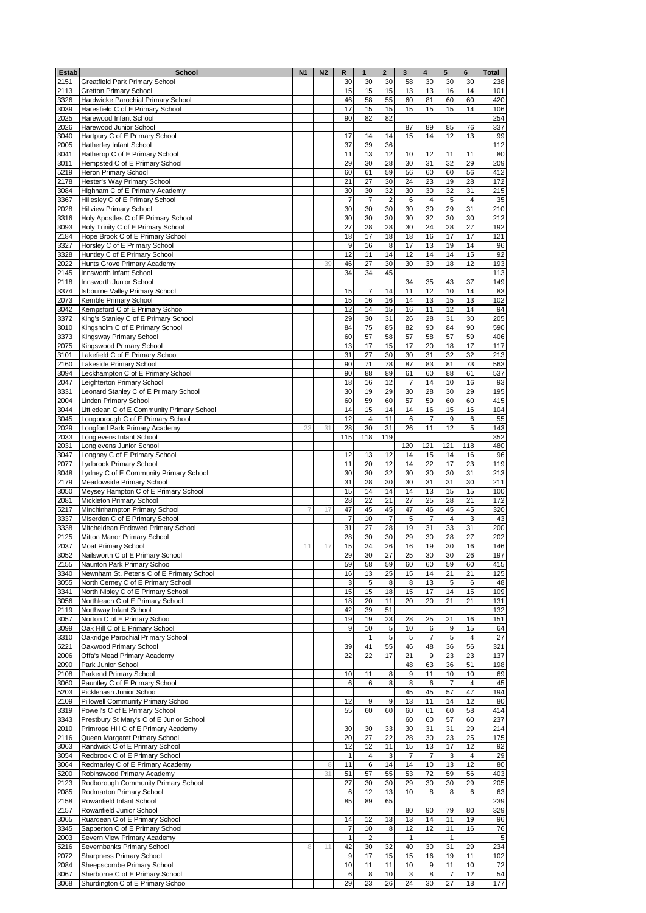| Estab | School | N1 | N2 | R | 1 | 2 | 3 | 4 | 5 | 6 | Total |
|---|---|---|---|---|---|---|---|---|---|---|---|
| 2151 | Greatfield Park Primary School | | | 30 | 30 | 30 | 58 | 30 | 30 | 30 | 238 |
| 2113 | Gretton Primary School | | | 15 | 15 | 15 | 13 | 13 | 16 | 14 | 101 |
| 3326 | Hardwicke Parochial Primary School | | | 46 | 58 | 55 | 60 | 81 | 60 | 60 | 420 |
| 3039 | Haresfield C of E Primary School | | | 17 | 15 | 15 | 15 | 15 | 15 | 14 | 106 |
| 2025 | Harewood Infant School | | | 90 | 82 | 82 | | | | | 254 |
| 2026 | Harewood Junior School | | | | | | 87 | 89 | 85 | 76 | 337 |
| 3040 | Hartpury C of E Primary School | | | 17 | 14 | 14 | 15 | 14 | 12 | 13 | 99 |
| 2005 | Hatherley Infant School | | | 37 | 39 | 36 | | | | | 112 |
| 3041 | Hatherop C of E Primary School | | | 11 | 13 | 12 | 10 | 12 | 11 | 11 | 80 |
| 3011 | Hempsted C of E Primary School | | | 29 | 30 | 28 | 30 | 31 | 32 | 29 | 209 |
| 5219 | Heron Primary School | | | 60 | 61 | 59 | 56 | 60 | 60 | 56 | 412 |
| 2178 | Hester's Way Primary School | | | 21 | 27 | 30 | 24 | 23 | 19 | 28 | 172 |
| 3084 | Highnam C of E Primary Academy | | | 30 | 30 | 32 | 30 | 30 | 32 | 31 | 215 |
| 3367 | Hillesley C of E Primary School | | | 7 | 7 | 2 | 6 | 4 | 5 | 4 | 35 |
| 2028 | Hillview Primary School | | | 30 | 30 | 30 | 30 | 30 | 29 | 31 | 210 |
| 3316 | Holy Apostles C of E Primary School | | | 30 | 30 | 30 | 30 | 32 | 30 | 30 | 212 |
| 3093 | Holy Trinity C of E Primary School | | | 27 | 28 | 28 | 30 | 24 | 28 | 27 | 192 |
| 2184 | Hope Brook C of E Primary School | | | 18 | 17 | 18 | 18 | 16 | 17 | 17 | 121 |
| 3327 | Horsley C of E Primary School | | | 9 | 16 | 8 | 17 | 13 | 19 | 14 | 96 |
| 3328 | Huntley C of E Primary School | | | 12 | 11 | 14 | 12 | 14 | 14 | 15 | 92 |
| 2022 | Hunts Grove Primary Academy | | 39 | 46 | 27 | 30 | 30 | 30 | 18 | 12 | 193 |
| 2145 | Innsworth Infant School | | | 34 | 34 | 45 | | | | | 113 |
| 2118 | Innsworth Junior School | | | | | | 34 | 35 | 43 | 37 | 149 |
| 3374 | Isbourne Valley Primary School | | | 15 | 7 | 14 | 11 | 12 | 10 | 14 | 83 |
| 2073 | Kemble Primary School | | | 15 | 16 | 16 | 14 | 13 | 15 | 13 | 102 |
| 3042 | Kempsford C of E Primary School | | | 12 | 14 | 15 | 16 | 11 | 12 | 14 | 94 |
| 3372 | King's Stanley C of E Primary School | | | 29 | 30 | 31 | 26 | 28 | 31 | 30 | 205 |
| 3010 | Kingsholm C of E Primary School | | | 84 | 75 | 85 | 82 | 90 | 84 | 90 | 590 |
| 3373 | Kingsway Primary School | | | 60 | 57 | 58 | 57 | 58 | 57 | 59 | 406 |
| 2075 | Kingswood Primary School | | | 13 | 17 | 15 | 17 | 20 | 18 | 17 | 117 |
| 3101 | Lakefield C of E Primary School | | | 31 | 27 | 30 | 30 | 31 | 32 | 32 | 213 |
| 2160 | Lakeside Primary School | | | 90 | 71 | 78 | 87 | 83 | 81 | 73 | 563 |
| 3094 | Leckhampton C of E Primary School | | | 90 | 88 | 89 | 61 | 60 | 88 | 61 | 537 |
| 2047 | Leighterton Primary School | | | 18 | 16 | 12 | 7 | 14 | 10 | 16 | 93 |
| 3331 | Leonard Stanley C of E Primary School | | | 30 | 19 | 29 | 30 | 28 | 30 | 29 | 195 |
| 2004 | Linden Primary School | | | 60 | 59 | 60 | 57 | 59 | 60 | 60 | 415 |
| 3044 | Littledean C of E Community Primary School | | | 14 | 15 | 14 | 14 | 16 | 15 | 16 | 104 |
| 3045 | Longborough C of E Primary School | | | 12 | 4 | 11 | 6 | 7 | 9 | 6 | 55 |
| 2029 | Longford Park Primary Academy | 23 | 31 | 28 | 30 | 31 | 26 | 11 | 12 | 5 | 143 |
| 2033 | Longlevens Infant School | | | 115 | 118 | 119 | | | | | 352 |
| 2031 | Longlevens Junior School | | | | | | 120 | 121 | 121 | 118 | 480 |
| 3047 | Longney C of E Primary School | | | 12 | 13 | 12 | 14 | 15 | 14 | 16 | 96 |
| 2077 | Lydbrook Primary School | | | 11 | 20 | 12 | 14 | 22 | 17 | 23 | 119 |
| 3048 | Lydney C of E Community Primary School | | | 30 | 30 | 32 | 30 | 30 | 30 | 31 | 213 |
| 2179 | Meadowside Primary School | | | 31 | 28 | 30 | 30 | 31 | 31 | 30 | 211 |
| 3050 | Meysey Hampton C of E Primary School | | | 15 | 14 | 14 | 14 | 13 | 15 | 15 | 100 |
| 2081 | Mickleton Primary School | | | 28 | 22 | 21 | 27 | 25 | 28 | 21 | 172 |
| 5217 | Minchinhampton Primary School | 7 | 17 | 47 | 45 | 45 | 47 | 46 | 45 | 45 | 320 |
| 3337 | Miserden C of E Primary School | | | 7 | 10 | 7 | 5 | 7 | 4 | 3 | 43 |
| 3338 | Mitcheldean Endowed Primary School | | | 31 | 27 | 28 | 19 | 31 | 33 | 31 | 200 |
| 2125 | Mitton Manor Primary School | | | 28 | 30 | 30 | 29 | 30 | 28 | 27 | 202 |
| 2037 | Moat Primary School | 11 | 17 | 15 | 24 | 26 | 16 | 19 | 30 | 16 | 146 |
| 3052 | Nailsworth C of E Primary School | | | 29 | 30 | 27 | 25 | 30 | 30 | 26 | 197 |
| 2155 | Naunton Park Primary School | | | 59 | 58 | 59 | 60 | 60 | 59 | 60 | 415 |
| 3340 | Newnham St. Peter's C of E Primary School | | | 16 | 13 | 25 | 15 | 14 | 21 | 21 | 125 |
| 3055 | North Cerney C of E Primary School | | | 3 | 5 | 8 | 8 | 13 | 5 | 6 | 48 |
| 3341 | North Nibley C of E Primary School | | | 15 | 15 | 18 | 15 | 17 | 14 | 15 | 109 |
| 3056 | Northleach C of E Primary School | | | 18 | 20 | 11 | 20 | 20 | 21 | 21 | 131 |
| 2119 | Northway Infant School | | | 42 | 39 | 51 | | | | | 132 |
| 3057 | Norton C of E Primary School | | | 19 | 19 | 23 | 28 | 25 | 21 | 16 | 151 |
| 3099 | Oak Hill C of E Primary School | | | 9 | 10 | 5 | 10 | 6 | 9 | 15 | 64 |
| 3310 | Oakridge Parochial Primary School | | | | 1 | 5 | 5 | 7 | 5 | 4 | 27 |
| 5221 | Oakwood Primary School | | | 39 | 41 | 55 | 46 | 48 | 36 | 56 | 321 |
| 2006 | Offa's Mead Primary Academy | | | 22 | 22 | 17 | 21 | 9 | 23 | 23 | 137 |
| 2090 | Park Junior School | | | | | | 48 | 63 | 36 | 51 | 198 |
| 2108 | Parkend Primary School | | | 10 | 11 | 8 | 9 | 11 | 10 | 10 | 69 |
| 3060 | Pauntley C of E Primary School | | | 6 | 6 | 8 | 8 | 6 | 7 | 4 | 45 |
| 5203 | Picklenash Junior School | | | | | | 45 | 45 | 57 | 47 | 194 |
| 2109 | Pillowell Community Primary School | | | 12 | 9 | 9 | 13 | 11 | 14 | 12 | 80 |
| 3319 | Powell's C of E Primary School | | | 55 | 60 | 60 | 60 | 61 | 60 | 58 | 414 |
| 3343 | Prestbury St Mary's C of E Junior School | | | | | | 60 | 60 | 57 | 60 | 237 |
| 2010 | Primrose Hill C of E Primary Academy | | | 30 | 30 | 33 | 30 | 31 | 31 | 29 | 214 |
| 2116 | Queen Margaret Primary School | | | 20 | 27 | 22 | 28 | 30 | 23 | 25 | 175 |
| 3063 | Randwick C of E Primary School | | | 12 | 12 | 11 | 15 | 13 | 17 | 12 | 92 |
| 3054 | Redbrook C of E Primary School | | | 1 | 4 | 3 | 7 | 7 | 3 | 4 | 29 |
| 3064 | Redmarley C of E Primary Academy | | 8 | 11 | 6 | 14 | 14 | 10 | 13 | 12 | 80 |
| 5200 | Robinswood Primary Academy | | 31 | 51 | 57 | 55 | 53 | 72 | 59 | 56 | 403 |
| 2123 | Rodborough Community Primary School | | | 27 | 30 | 30 | 29 | 30 | 30 | 29 | 205 |
| 2085 | Rodmarton Primary School | | | 6 | 12 | 13 | 10 | 8 | 8 | 6 | 63 |
| 2158 | Rowanfield Infant School | | | 85 | 89 | 65 | | | | | 239 |
| 2157 | Rowanfield Junior School | | | | | | 80 | 90 | 79 | 80 | 329 |
| 3065 | Ruardean C of E Primary School | | | 14 | 12 | 13 | 13 | 14 | 11 | 19 | 96 |
| 3345 | Sapperton C of E Primary School | | | 7 | 10 | 8 | 12 | 12 | 11 | 16 | 76 |
| 2003 | Severn View Primary Academy | | | 1 | 2 | | 1 | | 1 | | 5 |
| 5216 | Severnbanks Primary School | 8 | 11 | 42 | 30 | 32 | 40 | 30 | 31 | 29 | 234 |
| 2072 | Sharpness Primary School | | | 9 | 17 | 15 | 15 | 16 | 19 | 11 | 102 |
| 2084 | Sheepscombe Primary School | | | 10 | 11 | 11 | 10 | 9 | 11 | 10 | 72 |
| 3067 | Sherborne C of E Primary School | | | 6 | 8 | 10 | 3 | 8 | 7 | 12 | 54 |
| 3068 | Shurdington C of E Primary School | | | 29 | 23 | 26 | 24 | 30 | 27 | 18 | 177 |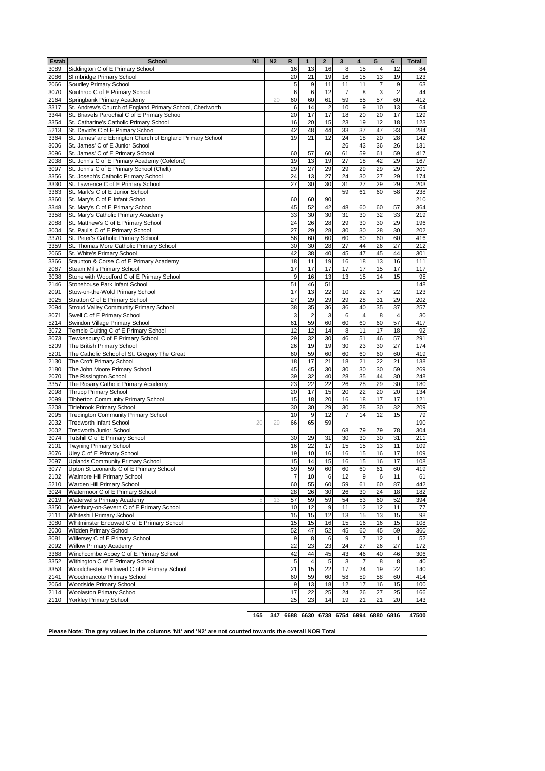| Estab | School | N1 | N2 | R | 1 | 2 | 3 | 4 | 5 | 6 | Total |
|---|---|---|---|---|---|---|---|---|---|---|---|
| 3089 | Siddington C of E Primary School | | | 16 | 13 | 16 | 8 | 15 | 4 | 12 | 84 |
| 2086 | Slimbridge Primary School | | | 20 | 21 | 19 | 16 | 15 | 13 | 19 | 123 |
| 2066 | Soudley Primary School | | | 5 | 9 | 11 | 11 | 11 | 7 | 9 | 63 |
| 3070 | Southrop C of E Primary School | | | 6 | 6 | 12 | 7 | 8 | 3 | 2 | 44 |
| 2164 | Springbank Primary Academy | | 20 | 60 | 60 | 61 | 59 | 55 | 57 | 60 | 412 |
| 3317 | St. Andrew's Church of England Primary School, Chedworth | | | 6 | 14 | 2 | 10 | 9 | 10 | 13 | 64 |
| 3344 | St. Briavels Parochial C of E Primary School | | | 20 | 17 | 17 | 18 | 20 | 20 | 17 | 129 |
| 3354 | St. Catharine's Catholic Primary School | | | 16 | 20 | 15 | 23 | 19 | 12 | 18 | 123 |
| 5213 | St. David's C of E Primary School | | | 42 | 48 | 44 | 33 | 37 | 47 | 33 | 284 |
| 3364 | St. James' and Ebrington Church of England Primary School | | | 19 | 21 | 12 | 24 | 18 | 20 | 28 | 142 |
| 3006 | St. James' C of E Junior School | | | | | | 26 | 43 | 36 | 26 | 131 |
| 3096 | St. James' C of E Primary School | | | 60 | 57 | 60 | 61 | 59 | 61 | 59 | 417 |
| 2038 | St. John's C of E Primary Academy (Coleford) | | | 19 | 13 | 19 | 27 | 18 | 42 | 29 | 167 |
| 3097 | St. John's C of E Primary School (Chelt) | | | 29 | 27 | 29 | 29 | 29 | 29 | 29 | 201 |
| 3356 | St. Joseph's Catholic Primary School | | | 24 | 13 | 27 | 24 | 30 | 27 | 29 | 174 |
| 3330 | St. Lawrence C of E Primary School | | | 27 | 30 | 30 | 31 | 27 | 29 | 29 | 203 |
| 3363 | St. Mark's C of E Junior School | | | | | | 59 | 61 | 60 | 58 | 238 |
| 3360 | St. Mary's C of E Infant School | | | 60 | 60 | 90 | | | | | 210 |
| 3348 | St. Mary's C of E Primary School | | | 45 | 52 | 42 | 48 | 60 | 60 | 57 | 364 |
| 3358 | St. Mary's Catholic Primary Academy | | | 33 | 30 | 30 | 31 | 30 | 32 | 33 | 219 |
| 2088 | St. Matthew's C of E Primary School | | | 24 | 26 | 28 | 29 | 30 | 30 | 29 | 196 |
| 3004 | St. Paul's C of E Primary School | | | 27 | 29 | 28 | 30 | 30 | 28 | 30 | 202 |
| 3370 | St. Peter's Catholic Primary School | | | 56 | 60 | 60 | 60 | 60 | 60 | 60 | 416 |
| 3359 | St. Thomas More Catholic Primary School | | | 30 | 30 | 28 | 27 | 44 | 26 | 27 | 212 |
| 2065 | St. White's Primary School | | | 42 | 38 | 40 | 45 | 47 | 45 | 44 | 301 |
| 3366 | Staunton & Corse C of E Primary Academy | | | 18 | 11 | 19 | 16 | 18 | 13 | 16 | 111 |
| 2067 | Steam Mills Primary School | | | 17 | 17 | 17 | 17 | 17 | 15 | 17 | 117 |
| 3038 | Stone with Woodford C of E Primary School | | | 9 | 16 | 13 | 13 | 15 | 14 | 15 | 95 |
| 2146 | Stonehouse Park Infant School | | | 51 | 46 | 51 | | | | | 148 |
| 2091 | Stow-on-the-Wold Primary School | | | 17 | 13 | 22 | 10 | 22 | 17 | 22 | 123 |
| 3025 | Stratton C of E Primary School | | | 27 | 29 | 29 | 29 | 28 | 31 | 29 | 202 |
| 2094 | Stroud Valley Community Primary School | | | 38 | 35 | 36 | 36 | 40 | 35 | 37 | 257 |
| 3071 | Swell C of E Primary School | | | 3 | 2 | 3 | 6 | 4 | 8 | 4 | 30 |
| 5214 | Swindon Village Primary School | | | 61 | 59 | 60 | 60 | 60 | 60 | 57 | 417 |
| 3072 | Temple Guiting C of E Primary School | | | 12 | 12 | 14 | 8 | 11 | 17 | 18 | 92 |
| 3073 | Tewkesbury C of E Primary School | | | 29 | 32 | 30 | 46 | 51 | 46 | 57 | 291 |
| 5209 | The British Primary School | | | 26 | 19 | 19 | 30 | 23 | 30 | 27 | 174 |
| 5201 | The Catholic School of St. Gregory The Great | | | 60 | 59 | 60 | 60 | 60 | 60 | 60 | 419 |
| 2130 | The Croft Primary School | | | 18 | 17 | 21 | 18 | 21 | 22 | 21 | 138 |
| 2180 | The John Moore Primary School | | | 45 | 45 | 30 | 30 | 30 | 30 | 59 | 269 |
| 2070 | The Rissington School | | | 39 | 32 | 40 | 28 | 35 | 44 | 30 | 248 |
| 3357 | The Rosary Catholic Primary Academy | | | 23 | 22 | 22 | 26 | 28 | 29 | 30 | 180 |
| 2098 | Thrupp Primary School | | | 20 | 17 | 15 | 20 | 22 | 20 | 20 | 134 |
| 2099 | Tibberton Community Primary School | | | 15 | 18 | 20 | 16 | 18 | 17 | 17 | 121 |
| 5208 | Tirlebrook Primary School | | | 30 | 30 | 29 | 30 | 28 | 30 | 32 | 209 |
| 2095 | Tredington Community Primary School | | | 10 | 9 | 12 | 7 | 14 | 12 | 15 | 79 |
| 2032 | Tredworth Infant School | 20 | 29 | 66 | 65 | 59 | | | | | 190 |
| 2002 | Tredworth Junior School | | | | | | 68 | 79 | 79 | 78 | 304 |
| 3074 | Tutshill C of E Primary School | | | 30 | 29 | 31 | 30 | 30 | 30 | 31 | 211 |
| 2101 | Twyning Primary School | | | 16 | 22 | 17 | 15 | 15 | 13 | 11 | 109 |
| 3076 | Uley C of E Primary School | | | 19 | 10 | 16 | 16 | 15 | 16 | 17 | 109 |
| 2097 | Uplands Community Primary School | | | 15 | 14 | 15 | 16 | 15 | 16 | 17 | 108 |
| 3077 | Upton St Leonards C of E Primary School | | | 59 | 59 | 60 | 60 | 60 | 61 | 60 | 419 |
| 2102 | Walmore Hill Primary School | | | 7 | 10 | 6 | 12 | 9 | 6 | 11 | 61 |
| 5210 | Warden Hill Primary School | | | 60 | 55 | 60 | 59 | 61 | 60 | 87 | 442 |
| 3024 | Watermoor C of E Primary School | | | 28 | 26 | 30 | 26 | 30 | 24 | 18 | 182 |
| 2019 | Waterwells Primary Academy | 5 | 13 | 57 | 59 | 59 | 54 | 53 | 60 | 52 | 394 |
| 3350 | Westbury-on-Severn C of E Primary School | | | 10 | 12 | 9 | 11 | 12 | 12 | 11 | 77 |
| 2111 | Whiteshill Primary School | | | 15 | 15 | 12 | 13 | 15 | 13 | 15 | 98 |
| 3080 | Whitminster Endowed C of E Primary School | | | 15 | 15 | 16 | 15 | 16 | 16 | 15 | 108 |
| 2000 | Widden Primary School | | | 52 | 47 | 52 | 45 | 60 | 45 | 59 | 360 |
| 3081 | Willersey C of E Primary School | | | 9 | 8 | 6 | 9 | 7 | 12 | 1 | 52 |
| 2092 | Willow Primary Academy | | | 22 | 23 | 23 | 24 | 27 | 26 | 27 | 172 |
| 3368 | Winchcombe Abbey C of E Primary School | | | 42 | 44 | 45 | 43 | 46 | 40 | 46 | 306 |
| 3352 | Withington C of E Primary School | | | 5 | 4 | 5 | 3 | 7 | 8 | 8 | 40 |
| 3353 | Woodchester Endowed C of E Primary School | | | 21 | 15 | 22 | 17 | 24 | 19 | 22 | 140 |
| 2141 | Woodmancote Primary School | | | 60 | 59 | 60 | 58 | 59 | 58 | 60 | 414 |
| 2064 | Woodside Primary School | | | 9 | 13 | 18 | 12 | 17 | 16 | 15 | 100 |
| 2114 | Woolaston Primary School | | | 17 | 22 | 25 | 24 | 26 | 27 | 25 | 166 |
| 2110 | Yorkley Primary School | | | 25 | 23 | 14 | 19 | 21 | 21 | 20 | 143 |
| | | 165 | 347 | 6688 | 6630 | 6738 | 6754 | 6994 | 6880 | 6816 | 47500 |

**Please Note: The grey values in the columns 'N1' and 'N2' are not counted towards the overall NOR Total**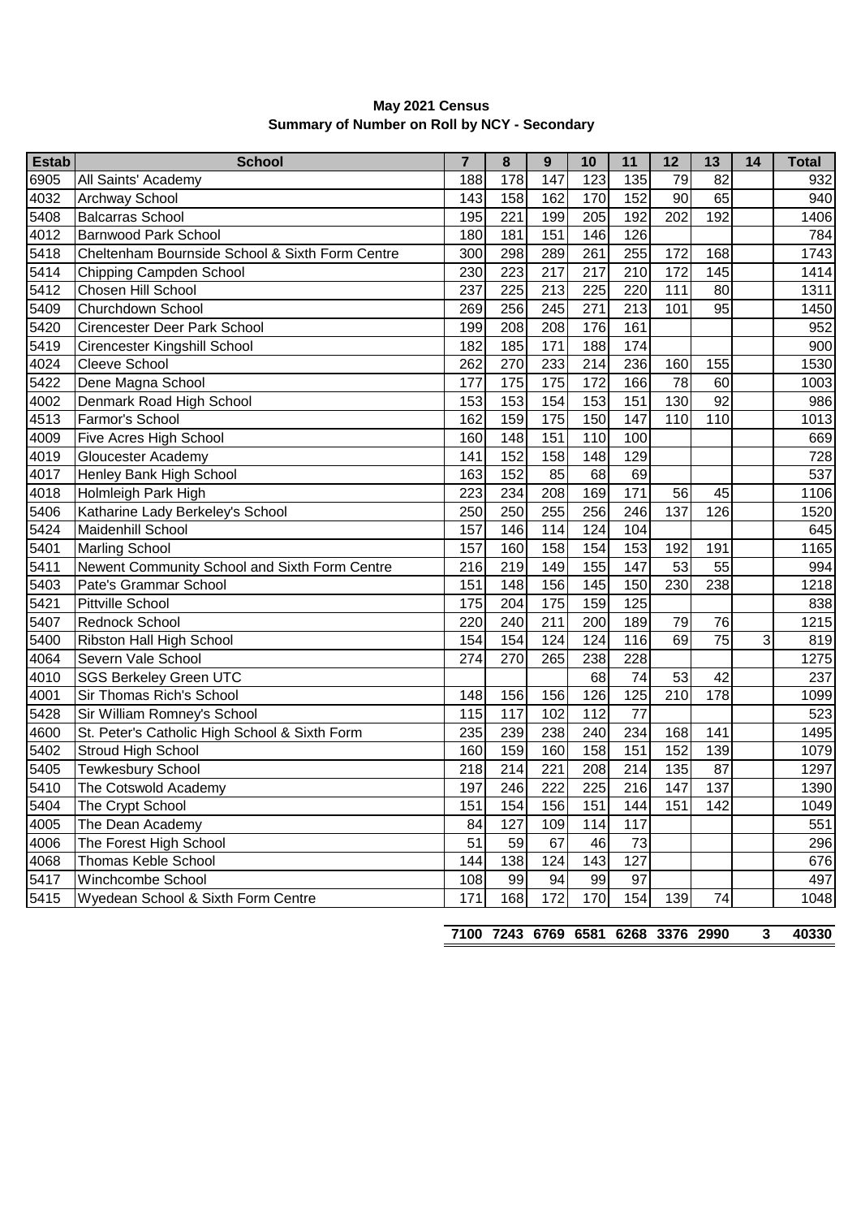**May 2021 Census**
**Summary of Number on Roll by NCY - Secondary**

| Estab | School | 7 | 8 | 9 | 10 | 11 | 12 | 13 | 14 | Total |
|---|---|---|---|---|---|---|---|---|---|---|
| 6905 | All Saints' Academy | 188 | 178 | 147 | 123 | 135 | 79 | 82 | | 932 |
| 4032 | Archway School | 143 | 158 | 162 | 170 | 152 | 90 | 65 | | 940 |
| 5408 | Balcarras School | 195 | 221 | 199 | 205 | 192 | 202 | 192 | | 1406 |
| 4012 | Barnwood Park School | 180 | 181 | 151 | 146 | 126 | | | | 784 |
| 5418 | Cheltenham Bournside School & Sixth Form Centre | 300 | 298 | 289 | 261 | 255 | 172 | 168 | | 1743 |
| 5414 | Chipping Campden School | 230 | 223 | 217 | 217 | 210 | 172 | 145 | | 1414 |
| 5412 | Chosen Hill School | 237 | 225 | 213 | 225 | 220 | 111 | 80 | | 1311 |
| 5409 | Churchdown School | 269 | 256 | 245 | 271 | 213 | 101 | 95 | | 1450 |
| 5420 | Cirencester Deer Park School | 199 | 208 | 208 | 176 | 161 | | | | 952 |
| 5419 | Cirencester Kingshill School | 182 | 185 | 171 | 188 | 174 | | | | 900 |
| 4024 | Cleeve School | 262 | 270 | 233 | 214 | 236 | 160 | 155 | | 1530 |
| 5422 | Dene Magna School | 177 | 175 | 175 | 172 | 166 | 78 | 60 | | 1003 |
| 4002 | Denmark Road High School | 153 | 153 | 154 | 153 | 151 | 130 | 92 | | 986 |
| 4513 | Farmor's School | 162 | 159 | 175 | 150 | 147 | 110 | 110 | | 1013 |
| 4009 | Five Acres High School | 160 | 148 | 151 | 110 | 100 | | | | 669 |
| 4019 | Gloucester Academy | 141 | 152 | 158 | 148 | 129 | | | | 728 |
| 4017 | Henley Bank High School | 163 | 152 | 85 | 68 | 69 | | | | 537 |
| 4018 | Holmleigh Park High | 223 | 234 | 208 | 169 | 171 | 56 | 45 | | 1106 |
| 5406 | Katharine Lady Berkeley's School | 250 | 250 | 255 | 256 | 246 | 137 | 126 | | 1520 |
| 5424 | Maidenhill School | 157 | 146 | 114 | 124 | 104 | | | | 645 |
| 5401 | Marling School | 157 | 160 | 158 | 154 | 153 | 192 | 191 | | 1165 |
| 5411 | Newent Community School and Sixth Form Centre | 216 | 219 | 149 | 155 | 147 | 53 | 55 | | 994 |
| 5403 | Pate's Grammar School | 151 | 148 | 156 | 145 | 150 | 230 | 238 | | 1218 |
| 5421 | Pittville School | 175 | 204 | 175 | 159 | 125 | | | | 838 |
| 5407 | Rednock School | 220 | 240 | 211 | 200 | 189 | 79 | 76 | | 1215 |
| 5400 | Ribston Hall High School | 154 | 154 | 124 | 124 | 116 | 69 | 75 | 3 | 819 |
| 4064 | Severn Vale School | 274 | 270 | 265 | 238 | 228 | | | | 1275 |
| 4010 | SGS Berkeley Green UTC | | | | 68 | 74 | 53 | 42 | | 237 |
| 4001 | Sir Thomas Rich's School | 148 | 156 | 156 | 126 | 125 | 210 | 178 | | 1099 |
| 5428 | Sir William Romney's School | 115 | 117 | 102 | 112 | 77 | | | | 523 |
| 4600 | St. Peter's Catholic High School & Sixth Form | 235 | 239 | 238 | 240 | 234 | 168 | 141 | | 1495 |
| 5402 | Stroud High School | 160 | 159 | 160 | 158 | 151 | 152 | 139 | | 1079 |
| 5405 | Tewkesbury School | 218 | 214 | 221 | 208 | 214 | 135 | 87 | | 1297 |
| 5410 | The Cotswold Academy | 197 | 246 | 222 | 225 | 216 | 147 | 137 | | 1390 |
| 5404 | The Crypt School | 151 | 154 | 156 | 151 | 144 | 151 | 142 | | 1049 |
| 4005 | The Dean Academy | 84 | 127 | 109 | 114 | 117 | | | | 551 |
| 4006 | The Forest High School | 51 | 59 | 67 | 46 | 73 | | | | 296 |
| 4068 | Thomas Keble School | 144 | 138 | 124 | 143 | 127 | | | | 676 |
| 5417 | Winchcombe School | 108 | 99 | 94 | 99 | 97 | | | | 497 |
| 5415 | Wyedean School & Sixth Form Centre | 171 | 168 | 172 | 170 | 154 | 139 | 74 | | 1048 |
| | | **7100** | **7243** | **6769** | **6581** | **6268** | **3376** | **2990** | **3** | **40330** |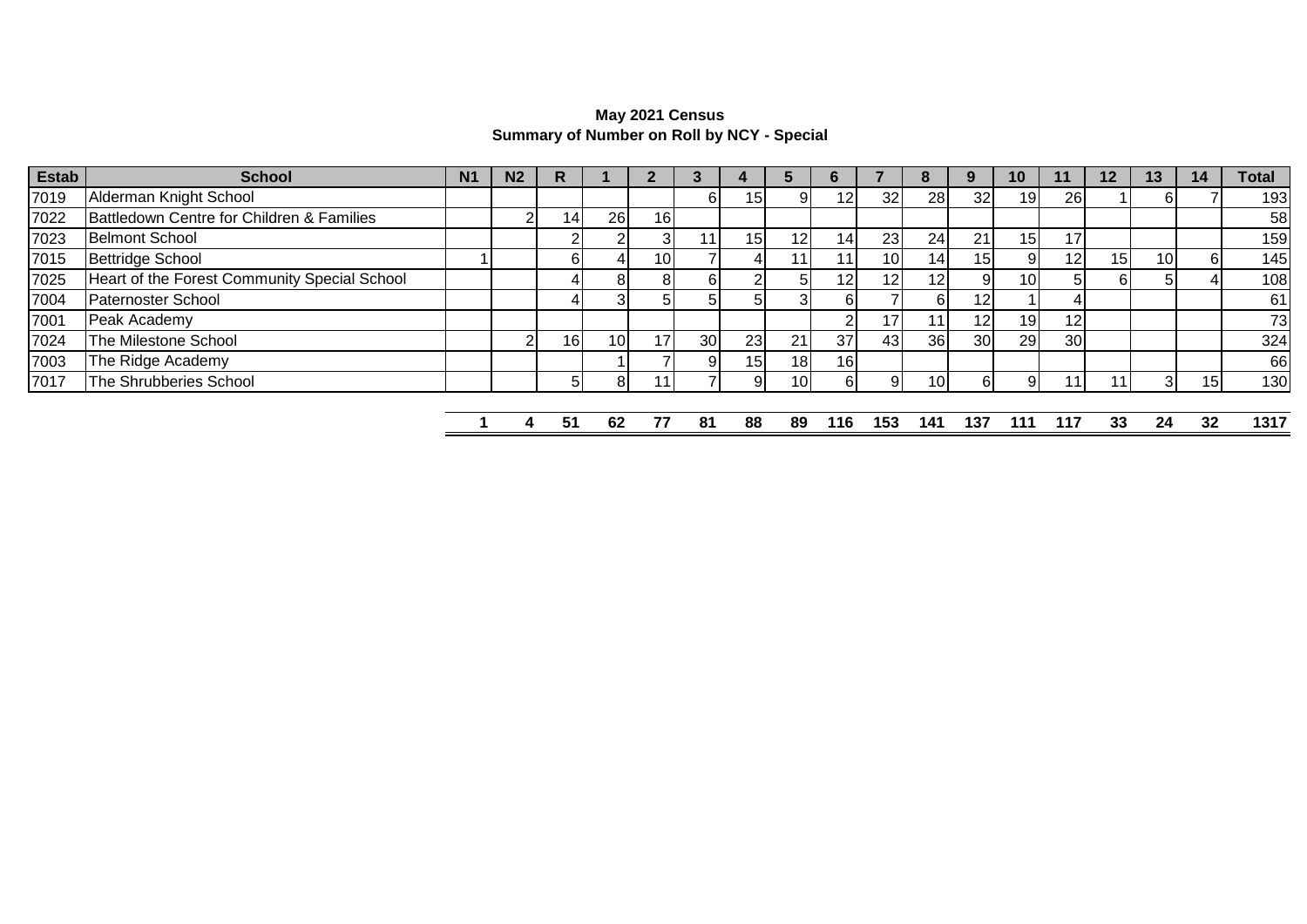**May 2021 Census**
**Summary of Number on Roll by NCY - Special**

| Estab | School | N1 | N2 | R | 1 | 2 | 3 | 4 | 5 | 6 | 7 | 8 | 9 | 10 | 11 | 12 | 13 | 14 | Total |
|---|---|---|---|---|---|---|---|---|---|---|---|---|---|---|---|---|---|---|---|
| 7019 | Alderman Knight School | | | | | | 6 | 15 | 9 | 12 | 32 | 28 | 32 | 19 | 26 | 1 | 6 | 7 | 193 |
| 7022 | Battledown Centre for Children & Families | | 2 | 14 | 26 | 16 | | | | | | | | | | | | | 58 |
| 7023 | Belmont School | | | 2 | 2 | 3 | 11 | 15 | 12 | 14 | 23 | 24 | 21 | 15 | 17 | | | | 159 |
| 7015 | Bettridge School | 1 | | 6 | 4 | 10 | 7 | 4 | 11 | 11 | 10 | 14 | 15 | 9 | 12 | 15 | 10 | 6 | 145 |
| 7025 | Heart of the Forest Community Special School | | | 4 | 8 | 8 | 6 | 2 | 5 | 12 | 12 | 12 | 9 | 10 | 5 | 6 | 5 | 4 | 108 |
| 7004 | Paternoster School | | | 4 | 3 | 5 | 5 | 5 | 3 | 6 | 7 | 6 | 12 | 1 | 4 | | | | 61 |
| 7001 | Peak Academy | | | | | | | | | 2 | 17 | 11 | 12 | 19 | 12 | | | | 73 |
| 7024 | The Milestone School | | 2 | 16 | 10 | 17 | 30 | 23 | 21 | 37 | 43 | 36 | 30 | 29 | 30 | | | | 324 |
| 7003 | The Ridge Academy | | | | 1 | 7 | 9 | 15 | 18 | 16 | | | | | | | | | 66 |
| 7017 | The Shrubberies School | | | 5 | 8 | 11 | 7 | 9 | 10 | 6 | 9 | 10 | 6 | 9 | 11 | 11 | 3 | 15 | 130 |
| | | **1** | **4** | **51** | **62** | **77** | **81** | **88** | **89** | **116** | **153** | **141** | **137** | **111** | **117** | **33** | **24** | **32** | **1317** |